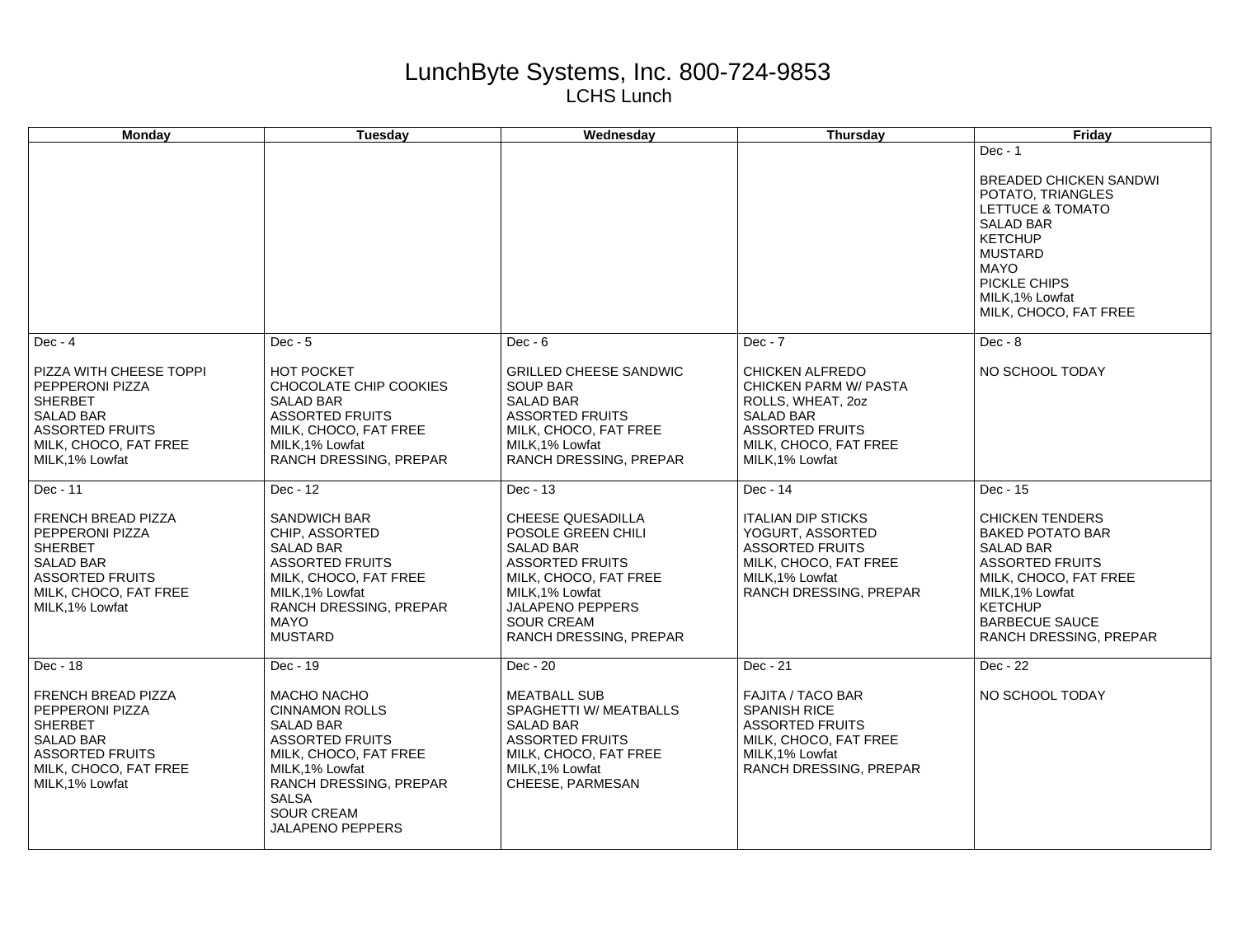# LunchByte Systems, Inc. 800-724-9853

## LCHS Lunch

| Monday | Tuesday | Wednesday | Thursday | Friday |
|---|---|---|---|---|
| | | | | Dec - 1<br><br>BREADED CHICKEN SANDWI<br>POTATO, TRIANGLES<br>LETTUCE & TOMATO<br>SALAD BAR<br>KETCHUP<br>MUSTARD<br>MAYO<br>PICKLE CHIPS<br>MILK,1% Lowfat<br>MILK, CHOCO, FAT FREE |
| Dec - 4<br><br>PIZZA WITH CHEESE TOPPI<br>PEPPERONI PIZZA<br>SHERBET<br>SALAD BAR<br>ASSORTED FRUITS<br>MILK, CHOCO, FAT FREE<br>MILK,1% Lowfat | Dec - 5<br><br>HOT POCKET<br>CHOCOLATE CHIP COOKIES<br>SALAD BAR<br>ASSORTED FRUITS<br>MILK, CHOCO, FAT FREE<br>MILK,1% Lowfat<br>RANCH DRESSING, PREPAR | Dec - 6<br><br>GRILLED CHEESE SANDWIC<br>SOUP BAR<br>SALAD BAR<br>ASSORTED FRUITS<br>MILK, CHOCO, FAT FREE<br>MILK,1% Lowfat<br>RANCH DRESSING, PREPAR | Dec - 7<br><br>CHICKEN ALFREDO<br>CHICKEN PARM W/ PASTA<br>ROLLS, WHEAT, 2oz<br>SALAD BAR<br>ASSORTED FRUITS<br>MILK, CHOCO, FAT FREE<br>MILK,1% Lowfat | Dec - 8<br><br>NO SCHOOL TODAY |
| Dec - 11<br><br>FRENCH BREAD PIZZA<br>PEPPERONI PIZZA<br>SHERBET<br>SALAD BAR<br>ASSORTED FRUITS<br>MILK, CHOCO, FAT FREE<br>MILK,1% Lowfat | Dec - 12<br><br>SANDWICH BAR<br>CHIP, ASSORTED<br>SALAD BAR<br>ASSORTED FRUITS<br>MILK, CHOCO, FAT FREE<br>MILK,1% Lowfat<br>RANCH DRESSING, PREPAR<br>MAYO<br>MUSTARD | Dec - 13<br><br>CHEESE QUESADILLA<br>POSOLE GREEN CHILI<br>SALAD BAR<br>ASSORTED FRUITS<br>MILK, CHOCO, FAT FREE<br>MILK,1% Lowfat<br>JALAPENO PEPPERS<br>SOUR CREAM<br>RANCH DRESSING, PREPAR | Dec - 14<br><br>ITALIAN DIP STICKS<br>YOGURT, ASSORTED<br>ASSORTED FRUITS<br>MILK, CHOCO, FAT FREE<br>MILK,1% Lowfat<br>RANCH DRESSING, PREPAR | Dec - 15<br><br>CHICKEN TENDERS<br>BAKED POTATO BAR<br>SALAD BAR<br>ASSORTED FRUITS<br>MILK, CHOCO, FAT FREE<br>MILK,1% Lowfat<br>KETCHUP<br>BARBECUE SAUCE<br>RANCH DRESSING, PREPAR |
| Dec - 18<br><br>FRENCH BREAD PIZZA<br>PEPPERONI PIZZA<br>SHERBET<br>SALAD BAR<br>ASSORTED FRUITS<br>MILK, CHOCO, FAT FREE<br>MILK,1% Lowfat | Dec - 19<br><br>MACHO NACHO<br>CINNAMON ROLLS<br>SALAD BAR<br>ASSORTED FRUITS<br>MILK, CHOCO, FAT FREE<br>MILK,1% Lowfat<br>RANCH DRESSING, PREPAR<br>SALSA<br>SOUR CREAM<br>JALAPENO PEPPERS | Dec - 20<br><br>MEATBALL SUB<br>SPAGHETTI W/ MEATBALLS<br>SALAD BAR<br>ASSORTED FRUITS<br>MILK, CHOCO, FAT FREE<br>MILK,1% Lowfat<br>CHEESE, PARMESAN | Dec - 21<br><br>FAJITA / TACO BAR<br>SPANISH RICE<br>ASSORTED FRUITS<br>MILK, CHOCO, FAT FREE<br>MILK,1% Lowfat<br>RANCH DRESSING, PREPAR | Dec - 22<br><br>NO SCHOOL TODAY |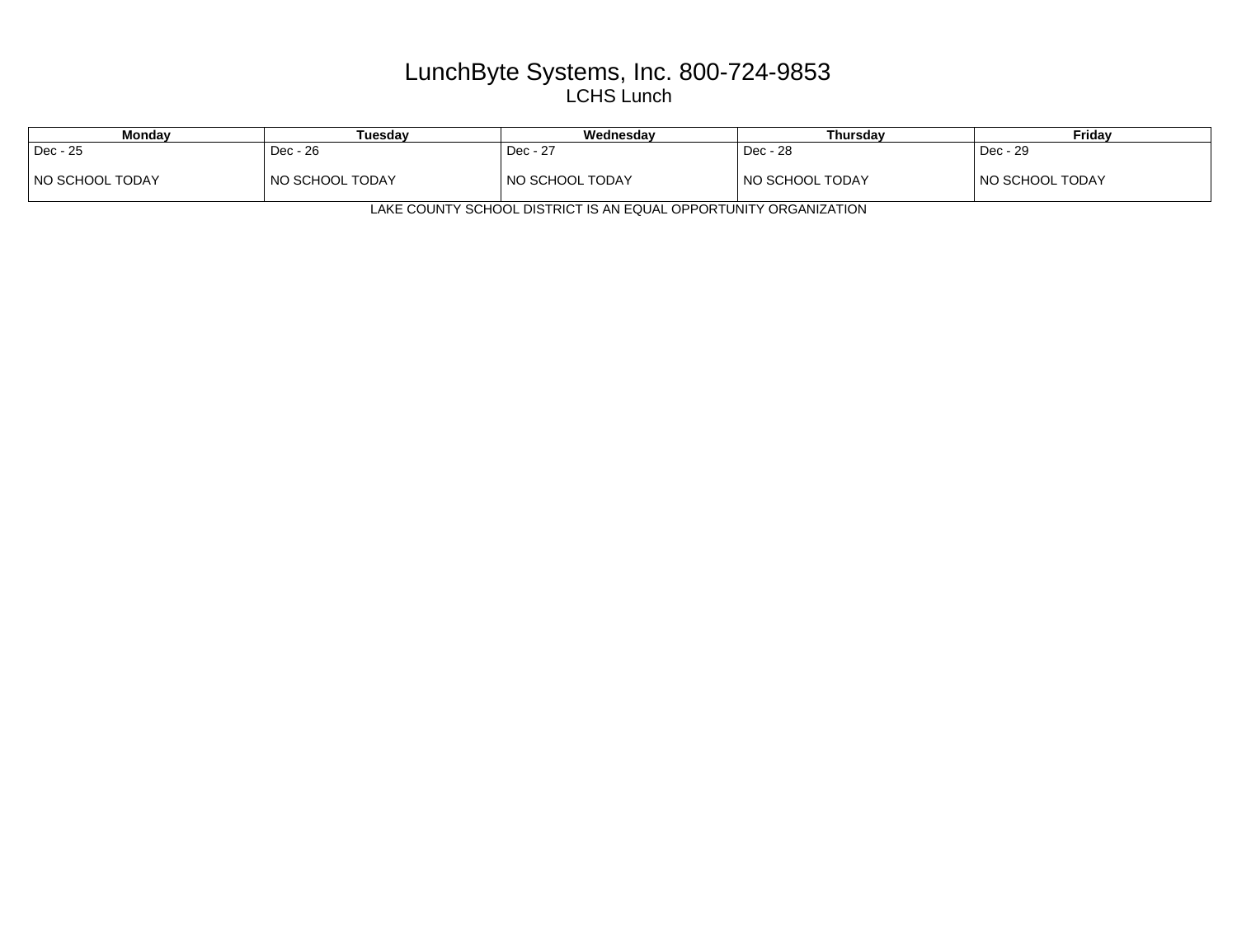# LunchByte Systems, Inc. 800-724-9853

## LCHS Lunch

| Monday | Tuesday | Wednesday | Thursday | Friday |
|---|---|---|---|---|
| Dec - 25<br><br>NO SCHOOL TODAY | Dec - 26<br><br>NO SCHOOL TODAY | Dec - 27<br><br>NO SCHOOL TODAY | Dec - 28<br><br>NO SCHOOL TODAY | Dec - 29<br><br>NO SCHOOL TODAY |

LAKE COUNTY SCHOOL DISTRICT IS AN EQUAL OPPORTUNITY ORGANIZATION